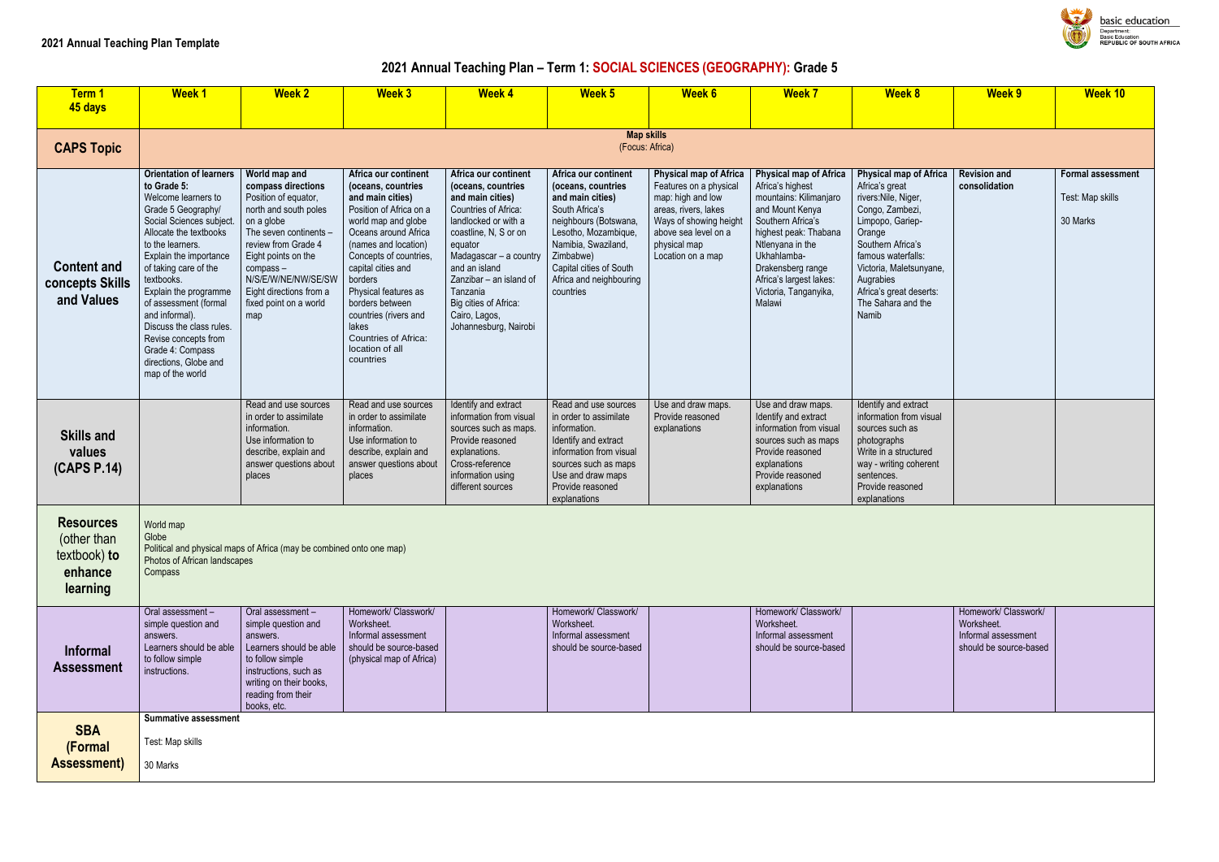**2021 Annual Teaching Plan Template**

# 2021 Annual Teaching Plan – Term 1: SOCIAL SCIENCES (GEOGRAPHY): Grade 5

| Term 1 45 days | Week 1 | Week 2 | Week 3 | Week 4 | Week 5 | Week 6 | Week 7 | Week 8 | Week 9 | Week 10 |
|---|---|---|---|---|---|---|---|---|---|---|
| **CAPS Topic** | **Map skills** (Focus: Africa) | | | | | | | | | |
| **Content and concepts Skills and Values** | **Orientation of learners to Grade 5:** Welcome learners to Grade 5 Geography/ Social Sciences subject. Allocate the textbooks to the learners. Explain the importance of taking care of the textbooks. Explain the programme of assessment (formal and informal). Discuss the class rules. Revise concepts from Grade 4: Compass directions, Globe and map of the world | **World map and compass directions** Position of equator, north and south poles on a globe The seven continents – review from Grade 4 Eight points on the compass – N/S/E/W/NE/NW/SE/SW Eight directions from a fixed point on a world map | **Africa our continent (oceans, countries and main cities)** Position of Africa on a world map and globe Oceans around Africa (names and location) Concepts of countries, capital cities and borders Physical features as borders between countries (rivers and lakes Countries of Africa: location of all countries | **Africa our continent (oceans, countries and main cities)** Countries of Africa: landlocked or with a coastline, N, S or on equator Madagascar – a country and an island Zanzibar – an island of Tanzania Big cities of Africa: Cairo, Lagos, Johannesburg, Nairobi | **Africa our continent (oceans, countries and main cities)** South Africa's neighbours (Botswana, Lesotho, Mozambique, Namibia, Swaziland, Zimbabwe) Capital cities of South Africa and neighbouring countries | **Physical map of Africa** Features on a physical map: high and low areas, rivers, lakes Ways of showing height above sea level on a physical map Location on a map | **Physical map of Africa** Africa's highest mountains: Kilimanjaro and Mount Kenya Southern Africa's highest peak: Thabana Ntlenyana in the Ukhahlamba-Drakensberg range Africa's largest lakes: Victoria, Tanganyika, Malawi | **Physical map of Africa** Africa's great rivers:Nile, Niger, Congo, Zambezi, Limpopo, Gariep-Orange Southern Africa's famous waterfalls: Victoria, Maletsunyane, Augrabies Africa's great deserts: The Sahara and the Namib | **Revision and consolidation** | **Formal assessment** Test: Map skills 30 Marks |
| **Skills and values (CAPS P.14)** | | Read and use sources in order to assimilate information. Use information to describe, explain and answer questions about places | Read and use sources in order to assimilate information. Use information to describe, explain and answer questions about places | Identify and extract information from visual sources such as maps. Provide reasoned explanations. Cross-reference information using different sources | Read and use sources in order to assimilate information. Identify and extract information from visual sources such as maps Use and draw maps Provide reasoned explanations | Use and draw maps. Provide reasoned explanations | Use and draw maps. Identify and extract information from visual sources such as maps Provide reasoned explanations Provide reasoned explanations | Identify and extract information from visual sources such as photographs Write in a structured way - writing coherent sentences. Provide reasoned explanations | | |
| **Resources** (other than textbook) **to enhance learning** | World map Globe Political and physical maps of Africa (may be combined onto one map) Photos of African landscapes Compass | | | | | | | | | |
| **Informal Assessment** | Oral assessment – simple question and answers. Learners should be able to follow simple instructions. | Oral assessment – simple question and answers. Learners should be able to follow simple instructions, such as writing on their books, reading from their books, etc. | Homework/ Classwork/ Worksheet. Informal assessment should be source-based (physical map of Africa) | | Homework/ Classwork/ Worksheet. Informal assessment should be source-based | | Homework/ Classwork/ Worksheet. Informal assessment should be source-based | | Homework/ Classwork/ Worksheet. Informal assessment should be source-based | |
| **SBA (Formal Assessment)** | **Summative assessment** Test: Map skills 30 Marks | | | | | | | | | |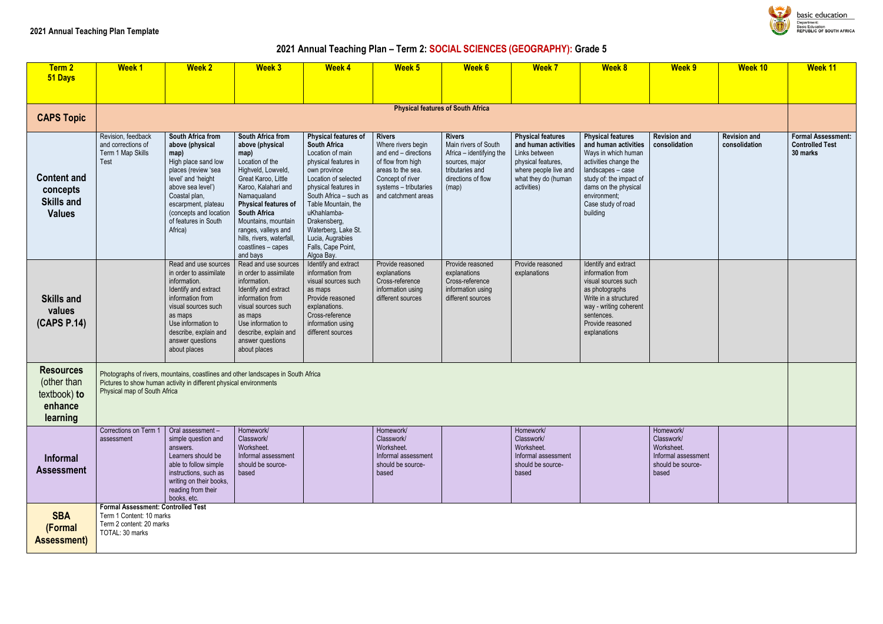**2021 Annual Teaching Plan Template**

## 2021 Annual Teaching Plan – Term 2: SOCIAL SCIENCES (GEOGRAPHY): Grade 5

| Term 2 51 Days | Week 1 | Week 2 | Week 3 | Week 4 | Week 5 | Week 6 | Week 7 | Week 8 | Week 9 | Week 10 | Week 11 |
|---|---|---|---|---|---|---|---|---|---|---|---|
| **CAPS Topic** | **Physical features of South Africa** | | | | | | | | | | |
| **Content and concepts Skills and Values** | Revision, feedback and corrections of Term 1 Map Skills Test | **South Africa from above (physical map)** High place sand low places (review 'sea level' and 'height above sea level') Coastal plan, escarpment, plateau (concepts and location of features in South Africa) | **South Africa from above (physical map)** Location of the Highveld, Lowveld, Great Karoo, Little Karoo, Kalahari and Namaqualand **Physical features of South Africa** Mountains, mountain ranges, valleys and hills, rivers, waterfall, coastlines – capes and bays | **Physical features of South Africa** Location of main physical features in own province Location of selected physical features in South Africa – such as Table Mountain, the uKhahlamba-Drakensberg, Waterberg, Lake St. Lucia, Augrabies Falls, Cape Point, Algoa Bay. | **Rivers** Where rivers begin and end – directions of flow from high areas to the sea. Concept of river systems – tributaries and catchment areas | **Rivers** Main rivers of South Africa – identifying the sources, major tributaries and directions of flow (map) | **Physical features and human activities** Links between physical features, where people live and what they do (human activities) | **Physical features and human activities** Ways in which human activities change the landscapes – case study of: the impact of dams on the physical environment; Case study of road building | **Revision and consolidation** | **Revision and consolidation** | **Formal Assessment: Controlled Test 30 marks** |
| **Skills and values (CAPS P.14)** | | Read and use sources in order to assimilate information. Identify and extract information from visual sources such as maps Use information to describe, explain and answer questions about places | Read and use sources in order to assimilate information. Identify and extract information from visual sources such as maps Use information to describe, explain and answer questions about places | Identify and extract information from visual sources such as maps Provide reasoned explanations. Cross-reference information using different sources | Provide reasoned explanations Cross-reference information using different sources | Provide reasoned explanations Cross-reference information using different sources | Provide reasoned explanations | Identify and extract information from visual sources such as photographs Write in a structured way - writing coherent sentences. Provide reasoned explanations | | | |
| **Resources (other than textbook) to enhance learning** | Photographs of rivers, mountains, coastlines and other landscapes in South Africa Pictures to show human activity in different physical environments Physical map of South Africa | | | | | | | | | | |
| **Informal Assessment** | Corrections on Term 1 assessment | Oral assessment – simple question and answers. Learners should be able to follow simple instructions, such as writing on their books, reading from their books, etc. | Homework/ Classwork/ Worksheet. Informal assessment should be source-based | | Homework/ Classwork/ Worksheet. Informal assessment should be source-based | | Homework/ Classwork/ Worksheet. Informal assessment should be source-based | | Homework/ Classwork/ Worksheet. Informal assessment should be source-based | | |
| **SBA (Formal Assessment)** | **Formal Assessment: Controlled Test** Term 1 Content: 10 marks Term 2 content: 20 marks TOTAL: 30 marks | | | | | | | | | | |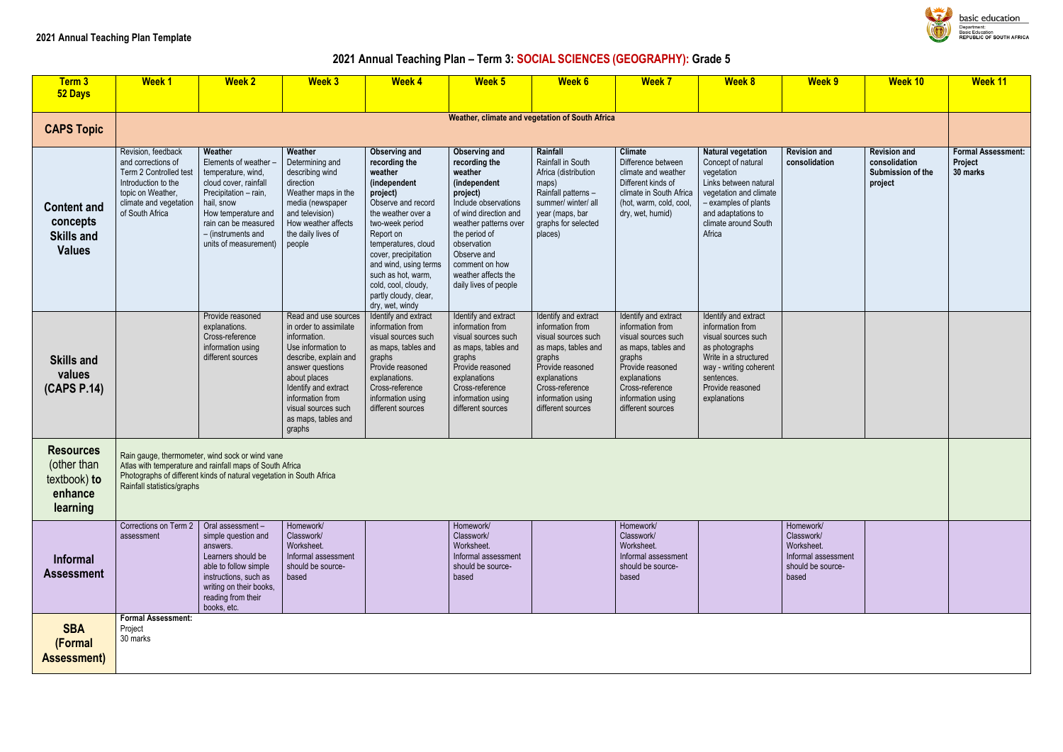**2021 Annual Teaching Plan Template**

basic education
Department: Basic Education
REPUBLIC OF SOUTH AFRICA

# 2021 Annual Teaching Plan – Term 3: SOCIAL SCIENCES (GEOGRAPHY): Grade 5

| Term 3 52 Days | Week 1 | Week 2 | Week 3 | Week 4 | Week 5 | Week 6 | Week 7 | Week 8 | Week 9 | Week 10 | Week 11 |
|---|---|---|---|---|---|---|---|---|---|---|---|
| **CAPS Topic** | **Weather, climate and vegetation of South Africa** | | | | | | | | | | |
| **Content and concepts Skills and Values** | Revision, feedback and corrections of Term 2 Controlled test Introduction to the topic on Weather, climate and vegetation of South Africa | **Weather** Elements of weather – temperature, wind, cloud cover, rainfall Precipitation – rain, hail, snow How temperature and rain can be measured – (instruments and units of measurement) | **Weather** Determining and describing wind direction Weather maps in the media (newspaper and television) How weather affects the daily lives of people | **Observing and recording the weather (independent project)** Observe and record the weather over a two-week period Report on temperatures, cloud cover, precipitation and wind, using terms such as hot, warm, cold, cool, cloudy, partly cloudy, clear, dry, wet, windy | **Observing and recording the weather (independent project)** Include observations of wind direction and weather patterns over the period of observation Observe and comment on how weather affects the daily lives of people | **Rainfall** Rainfall in South Africa (distribution maps) Rainfall patterns – summer/ winter/ all year (maps, bar graphs for selected places) | **Climate** Difference between climate and weather Different kinds of climate in South Africa (hot, warm, cold, cool, dry, wet, humid) | **Natural vegetation** Concept of natural vegetation Links between natural vegetation and climate – examples of plants and adaptations to climate around South Africa | **Revision and consolidation** | **Revision and consolidation Submission of the project** | **Formal Assessment: Project 30 marks** |
| **Skills and values (CAPS P.14)** | | Provide reasoned explanations. Cross-reference information using different sources | Read and use sources in order to assimilate information. Use information to describe, explain and answer questions about places Identify and extract information from visual sources such as maps, tables and graphs | Identify and extract information from visual sources such as maps, tables and graphs Provide reasoned explanations. Cross-reference information using different sources | Identify and extract information from visual sources such as maps, tables and graphs Provide reasoned explanations Cross-reference information using different sources | Identify and extract information from visual sources such as maps, tables and graphs Provide reasoned explanations Cross-reference information using different sources | Identify and extract information from visual sources such as maps, tables and graphs Provide reasoned explanations Cross-reference information using different sources | Identify and extract information from visual sources such as photographs Write in a structured way - writing coherent sentences. Provide reasoned explanations | | | |
| **Resources (other than textbook) to enhance learning** | Rain gauge, thermometer, wind sock or wind vane Atlas with temperature and rainfall maps of South Africa Photographs of different kinds of natural vegetation in South Africa Rainfall statistics/graphs | | | | | | | | | | |
| **Informal Assessment** | Corrections on Term 2 assessment | Oral assessment – simple question and answers. Learners should be able to follow simple instructions, such as writing on their books, reading from their books, etc. | Homework/ Classwork/ Worksheet. Informal assessment should be source-based | | Homework/ Classwork/ Worksheet. Informal assessment should be source-based | | Homework/ Classwork/ Worksheet. Informal assessment should be source-based | | Homework/ Classwork/ Worksheet. Informal assessment should be source-based | | |
| **SBA (Formal Assessment)** | **Formal Assessment:** Project 30 marks | | | | | | | | | | |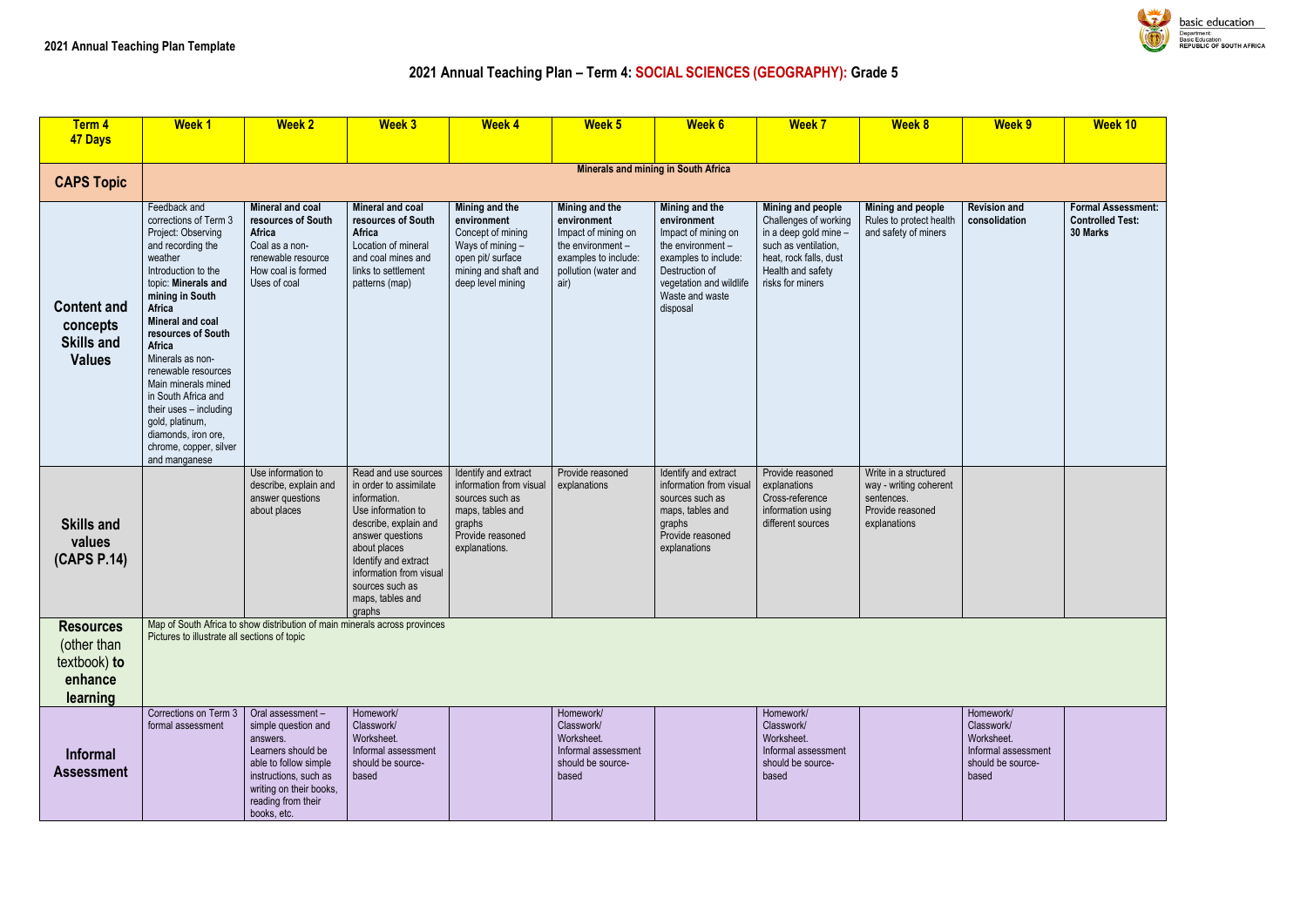**2021 Annual Teaching Plan Template**

## 2021 Annual Teaching Plan – Term 4: SOCIAL SCIENCES (GEOGRAPHY): Grade 5

| Term 4<br>47 Days | Week 1 | Week 2 | Week 3 | Week 4 | Week 5 | Week 6 | Week 7 | Week 8 | Week 9 | Week 10 |
|---|---|---|---|---|---|---|---|---|---|---|
| **CAPS Topic** | **Minerals and mining in South Africa** | | | | | | | | | |
| **Content and concepts Skills and Values** | Feedback and corrections of Term 3 Project: Observing and recording the weather<br>Introduction to the topic: **Minerals and mining in South Africa**<br>**Mineral and coal resources of South Africa**<br>Minerals as non-renewable resources<br>Main minerals mined in South Africa and their uses – including gold, platinum, diamonds, iron ore, chrome, copper, silver and manganese | **Mineral and coal resources of South Africa**<br>Coal as a non-renewable resource<br>How coal is formed<br>Uses of coal | **Mineral and coal resources of South Africa**<br>Location of mineral and coal mines and links to settlement patterns (map) | **Mining and the environment**<br>Concept of mining<br>Ways of mining – open pit/ surface mining and shaft and deep level mining | **Mining and the environment**<br>Impact of mining on the environment – examples to include: pollution (water and air) | **Mining and the environment**<br>Impact of mining on the environment – examples to include: Destruction of vegetation and wildlife<br>Waste and waste disposal | **Mining and people**<br>Challenges of working in a deep gold mine – such as ventilation, heat, rock falls, dust<br>Health and safety risks for miners | **Mining and people**<br>Rules to protect health and safety of miners | **Revision and consolidation** | **Formal Assessment: Controlled Test: 30 Marks** |
| **Skills and values (CAPS P.14)** | | Use information to describe, explain and answer questions about places | Read and use sources in order to assimilate information.<br>Use information to describe, explain and answer questions about places<br>Identify and extract information from visual sources such as maps, tables and graphs | Identify and extract information from visual sources such as maps, tables and graphs<br>Provide reasoned explanations. | Provide reasoned explanations | Identify and extract information from visual sources such as maps, tables and graphs<br>Provide reasoned explanations | Provide reasoned explanations<br>Cross-reference information using different sources | Write in a structured way - writing coherent sentences.<br>Provide reasoned explanations | | |
| **Resources** (other than textbook) **to enhance learning** | Map of South Africa to show distribution of main minerals across provinces<br>Pictures to illustrate all sections of topic | | | | | | | | | |
| **Informal Assessment** | Corrections on Term 3 formal assessment | Oral assessment – simple question and answers.<br>Learners should be able to follow simple instructions, such as writing on their books, reading from their books, etc. | Homework/ Classwork/ Worksheet.<br>Informal assessment should be source-based | | Homework/ Classwork/ Worksheet.<br>Informal assessment should be source-based | | Homework/ Classwork/ Worksheet.<br>Informal assessment should be source-based | | Homework/ Classwork/ Worksheet.<br>Informal assessment should be source-based | |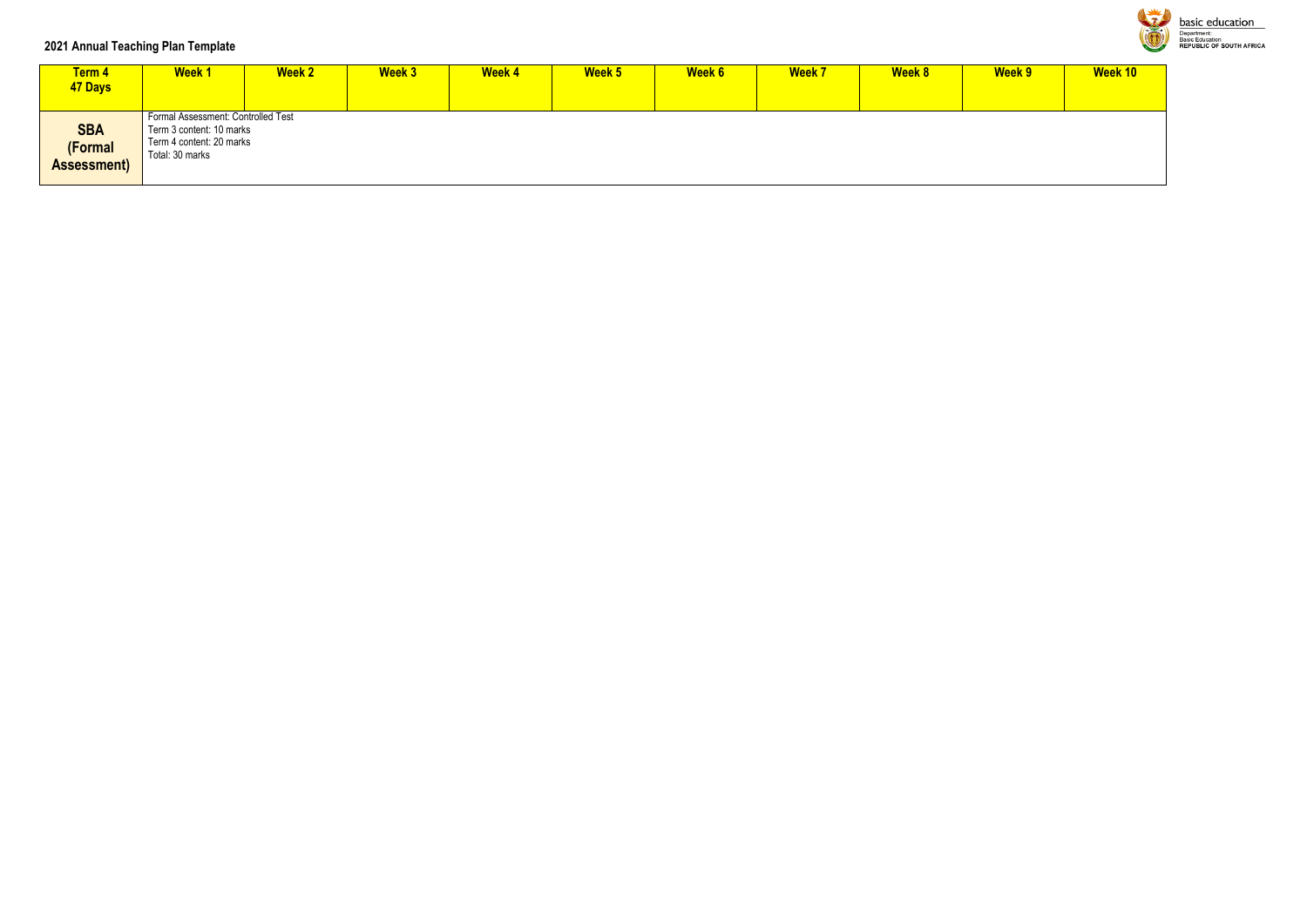**2021 Annual Teaching Plan Template**

| Term 4<br>47 Days | Week 1 | Week 2 | Week 3 | Week 4 | Week 5 | Week 6 | Week 7 | Week 8 | Week 9 | Week 10 |
|---|---|---|---|---|---|---|---|---|---|---|
| **SBA (Formal Assessment)** | Formal Assessment: Controlled Test<br>Term 3 content: 10 marks<br>Term 4 content: 20 marks<br>Total: 30 marks | | | | | | | | | |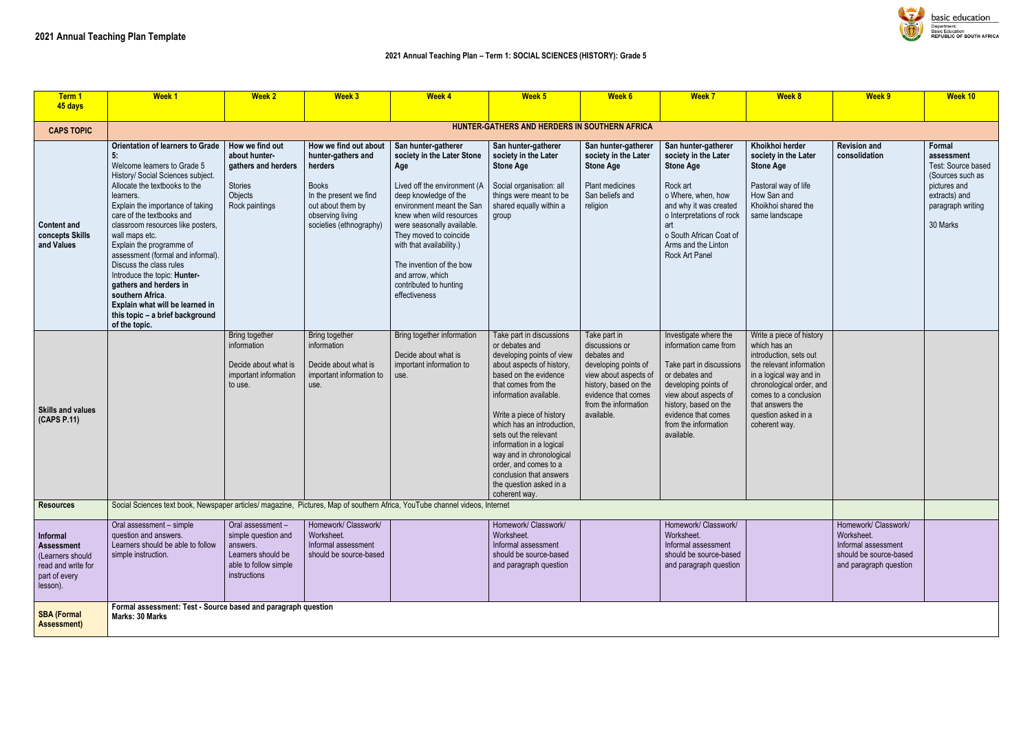## 2021 Annual Teaching Plan Template

### 2021 Annual Teaching Plan – Term 1: SOCIAL SCIENCES (HISTORY): Grade 5

| Term 1 45 days | Week 1 | Week 2 | Week 3 | Week 4 | Week 5 | Week 6 | Week 7 | Week 8 | Week 9 | Week 10 |
|---|---|---|---|---|---|---|---|---|---|---|
| **CAPS TOPIC** | **HUNTER-GATHERS AND HERDERS IN SOUTHERN AFRICA** | | | | | | | | | |
| **Content and concepts Skills and Values** | **Orientation of learners to Grade 5:** Welcome learners to Grade 5 History/ Social Sciences subject. Allocate the textbooks to the learners. Explain the importance of taking care of the textbooks and classroom resources like posters, wall maps etc. Explain the programme of assessment (formal and informal). Discuss the class rules Introduce the topic: **Hunter-gathers and herders in southern Africa**. **Explain what will be learned in this topic – a brief background of the topic.** | **How we find out about hunter-gathers and herders** Stories Objects Rock paintings | **How we find out about hunter-gathers and herders** Books In the present we find out about them by observing living societies (ethnography) | **San hunter-gatherer society in the Later Stone Age** Lived off the environment (A deep knowledge of the environment meant the San knew when wild resources were seasonally available. They moved to coincide with that availability.) The invention of the bow and arrow, which contributed to hunting effectiveness | **San hunter-gatherer society in the Later Stone Age** Social organisation: all things were meant to be shared equally within a group | **San hunter-gatherer society in the Later Stone Age** Plant medicines San beliefs and religion | **San hunter-gatherer society in the Later Stone Age** Rock art o Where, when, how and why it was created o Interpretations of rock art o South African Coat of Arms and the Linton Rock Art Panel | **Khoikhoi herder society in the Later Stone Age** Pastoral way of life How San and Khoikhoi shared the same landscape | **Revision and consolidation** | **Formal assessment** Test: Source based (Sources such as pictures and extracts) and paragraph writing 30 Marks |
| **Skills and values (CAPS P.11)** | | Bring together information Decide about what is important information to use. | Bring together information Decide about what is important information to use. | Bring together information Decide about what is important information to use. | Take part in discussions or debates and developing points of view about aspects of history, based on the evidence that comes from the information available. Write a piece of history which has an introduction, sets out the relevant information in a logical way and in chronological order, and comes to a conclusion that answers the question asked in a coherent way. | Take part in discussions or debates and developing points of view about aspects of history, based on the evidence that comes from the information available. | Investigate where the information came from Take part in discussions or debates and developing points of view about aspects of history, based on the evidence that comes from the information available. | Write a piece of history which has an introduction, sets out the relevant information in a logical way and in chronological order, and comes to a conclusion that answers the question asked in a coherent way. | | |
| **Resources** | Social Sciences text book, Newspaper articles/ magazine, Pictures, Map of southern Africa, YouTube channel videos, Internet | | | | | | | | | |
| **Informal Assessment** (Learners should read and write for part of every lesson). | Oral assessment – simple question and answers. Learners should be able to follow simple instruction. | Oral assessment – simple question and answers. Learners should be able to follow simple instructions | Homework/ Classwork/ Worksheet. Informal assessment should be source-based | | Homework/ Classwork/ Worksheet. Informal assessment should be source-based and paragraph question | | Homework/ Classwork/ Worksheet. Informal assessment should be source-based and paragraph question | | Homework/ Classwork/ Worksheet. Informal assessment should be source-based and paragraph question | |
| **SBA (Formal Assessment)** | **Formal assessment: Test - Source based and paragraph question Marks: 30 Marks** | | | | | | | | | |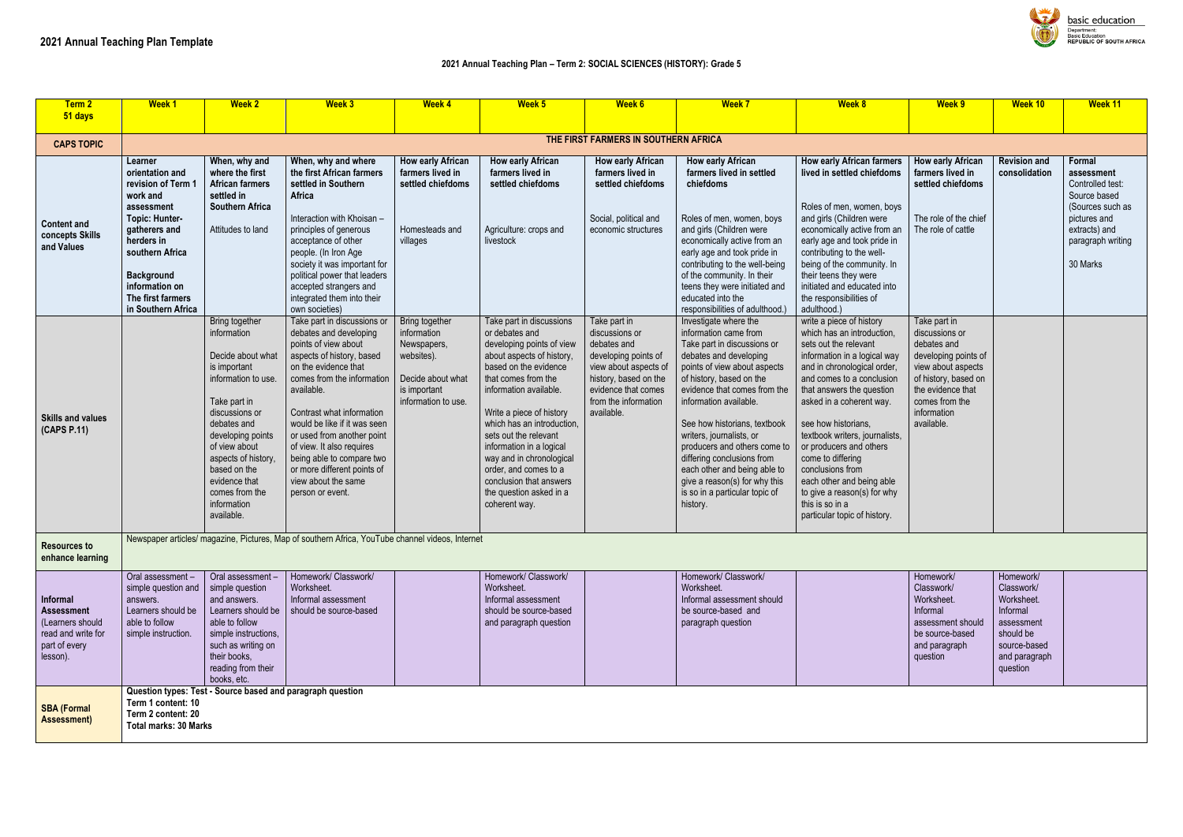## 2021 Annual Teaching Plan Template

**2021 Annual Teaching Plan – Term 2: SOCIAL SCIENCES (HISTORY): Grade 5**

| Term 2 51 days | Week 1 | Week 2 | Week 3 | Week 4 | Week 5 | Week 6 | Week 7 | Week 8 | Week 9 | Week 10 | Week 11 |
|---|---|---|---|---|---|---|---|---|---|---|---|
| **CAPS TOPIC** | **THE FIRST FARMERS IN SOUTHERN AFRICA** | | | | | | | | | | |
| **Content and concepts Skills and Values** | **Learner orientation and revision of Term 1 work and assessment Topic: Hunter-gatherers and herders in southern Africa**<br><br>**Background information on The first farmers in Southern Africa** | **When, why and where the first African farmers settled in Southern Africa**<br><br>Attitudes to land | **When, why and where the first African farmers settled in Southern Africa**<br><br>Interaction with Khoisan – principles of generous acceptance of other people. (In Iron Age society it was important for political power that leaders accepted strangers and integrated them into their own societies) | **How early African farmers lived in settled chiefdoms**<br><br>Homesteads and villages | **How early African farmers lived in settled chiefdoms**<br><br>Agriculture: crops and livestock | **How early African farmers lived in settled chiefdoms**<br><br>Social, political and economic structures | **How early African farmers lived in settled chiefdoms**<br><br>Roles of men, women, boys and girls (Children were economically active from an early age and took pride in contributing to the well-being of the community. In their teens they were initiated and educated into the responsibilities of adulthood.) | **How early African farmers lived in settled chiefdoms**<br><br>Roles of men, women, boys and girls (Children were economically active from an early age and took pride in contributing to the well-being of the community. In their teens they were initiated and educated into the responsibilities of adulthood.) | **How early African farmers lived in settled chiefdoms**<br><br>The role of the chief The role of cattle | **Revision and consolidation** | **Formal assessment** Controlled test: Source based (Sources such as pictures and extracts) and paragraph writing<br><br>30 Marks |
| **Skills and values (CAPS P.11)** | | Bring together information<br><br>Decide about what is important information to use.<br><br>Take part in discussions or debates and developing points of view about aspects of history, based on the evidence that comes from the information available. | Take part in discussions or debates and developing points of view about aspects of history, based on the evidence that comes from the information available.<br><br>Contrast what information would be like if it was seen or used from another point of view. It also requires being able to compare two or more different points of view about the same person or event. | Bring together information Newspapers, websites).<br><br>Decide about what is important information to use. | Take part in discussions or debates and developing points of view about aspects of history, based on the evidence that comes from the information available.<br><br>Write a piece of history which has an introduction, sets out the relevant information in a logical way and in chronological order, and comes to a conclusion that answers the question asked in a coherent way. | Take part in discussions or debates and developing points of view about aspects of history, based on the evidence that comes from the information available. | Investigate where the information came from Take part in discussions or debates and developing points of view about aspects of history, based on the evidence that comes from the information available.<br><br>See how historians, textbook writers, journalists, or producers and others come to differing conclusions from each other and being able to give a reason(s) for why this is so in a particular topic of history. | write a piece of history which has an introduction, sets out the relevant information in a logical way and in chronological order, and comes to a conclusion that answers the question asked in a coherent way.<br><br>see how historians, textbook writers, journalists, or producers and others come to differing conclusions from each other and being able to give a reason(s) for why this is so in a particular topic of history. | Take part in discussions or debates and developing points of view about aspects of history, based on the evidence that comes from the information available. | | |
| **Resources to enhance learning** | Newspaper articles/ magazine, Pictures, Map of southern Africa, YouTube channel videos, Internet | | | | | | | | | | |
| **Informal Assessment** (Learners should read and write for part of every lesson). | Oral assessment – simple question and answers. Learners should be able to follow simple instruction. | Oral assessment – simple question and answers. Learners should be able to follow simple instructions, such as writing on their books, reading from their books, etc. | Homework/ Classwork/ Worksheet. Informal assessment should be source-based | | Homework/ Classwork/ Worksheet. Informal assessment should be source-based and paragraph question | | Homework/ Classwork/ Worksheet. Informal assessment should be source-based and paragraph question | | Homework/ Classwork/ Worksheet. Informal assessment should be source-based and paragraph question | Homework/ Classwork/ Worksheet. Informal assessment should be source-based and paragraph question | |
| **SBA (Formal Assessment)** | **Question types: Test - Source based and paragraph question**<br>**Term 1 content: 10**<br>**Term 2 content: 20**<br>**Total marks: 30 Marks** | | | | | | | | | | |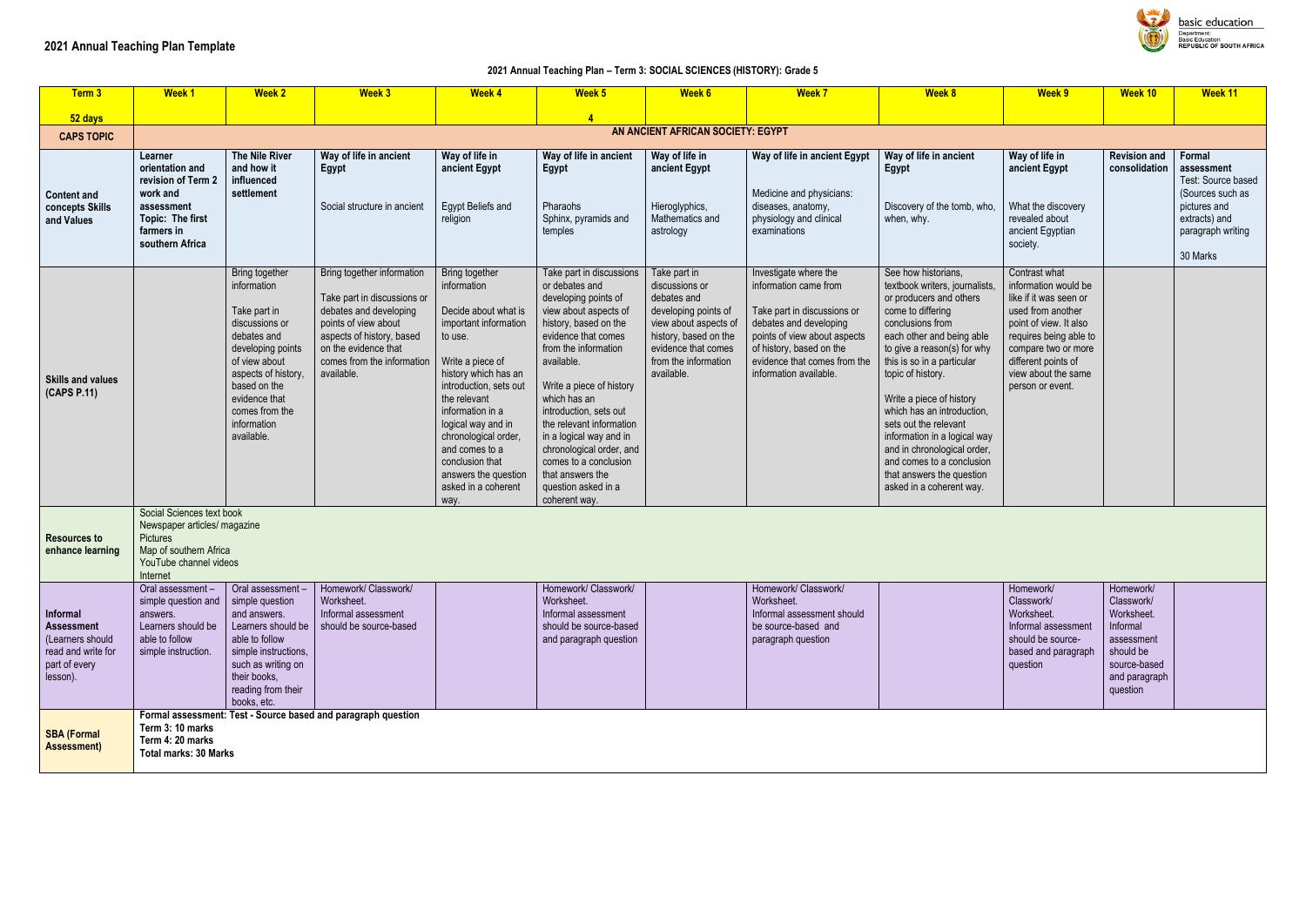## 2021 Annual Teaching Plan Template

### 2021 Annual Teaching Plan – Term 3: SOCIAL SCIENCES (HISTORY): Grade 5

| Term 3<br>52 days | Week 1 | Week 2 | Week 3 | Week 4 | Week 5<br>4 | Week 6 | Week 7 | Week 8 | Week 9 | Week 10 | Week 11 |
|---|---|---|---|---|---|---|---|---|---|---|---|
| **CAPS TOPIC** | **AN ANCIENT AFRICAN SOCIETY: EGYPT** | | | | | | | | | | |
| **Content and concepts Skills and Values** | **Learner orientation and revision of Term 2 work and assessment Topic: The first farmers in southern Africa** | **The Nile River and how it influenced settlement** | **Way of life in ancient Egypt**<br><br>Social structure in ancient | **Way of life in ancient Egypt**<br><br>Egypt Beliefs and religion | **Way of life in ancient Egypt**<br><br>Pharaohs<br>Sphinx, pyramids and temples | **Way of life in ancient Egypt**<br><br>Hieroglyphics, Mathematics and astrology | **Way of life in ancient Egypt**<br><br>Medicine and physicians: diseases, anatomy, physiology and clinical examinations | **Way of life in ancient Egypt**<br><br>Discovery of the tomb, who, when, why. | **Way of life in ancient Egypt**<br><br>What the discovery revealed about ancient Egyptian society. | **Revision and consolidation** | **Formal assessment**<br>Test: Source based (Sources such as pictures and extracts) and paragraph writing<br><br>30 Marks |
| **Skills and values (CAPS P.11)** | | Bring together information<br><br>Take part in discussions or debates and developing points of view about aspects of history, based on the evidence that comes from the information available. | Bring together information<br><br>Take part in discussions or debates and developing points of view about aspects of history, based on the evidence that comes from the information available. | Bring together information<br><br>Decide about what is important information to use.<br><br>Write a piece of history which has an introduction, sets out the relevant information in a logical way and in chronological order, and comes to a conclusion that answers the question asked in a coherent way. | Take part in discussions or debates and developing points of view about aspects of history, based on the evidence that comes from the information available.<br><br>Write a piece of history which has an introduction, sets out the relevant information in a logical way and in chronological order, and comes to a conclusion that answers the question asked in a coherent way. | Take part in discussions or debates and developing points of view about aspects of history, based on the evidence that comes from the information available. | Investigate where the information came from<br><br>Take part in discussions or debates and developing points of view about aspects of history, based on the evidence that comes from the information available. | See how historians, textbook writers, journalists, or producers and others come to differing conclusions from each other and being able to give a reason(s) for why this is so in a particular topic of history.<br><br>Write a piece of history which has an introduction, sets out the relevant information in a logical way and in chronological order, and comes to a conclusion that answers the question asked in a coherent way. | Contrast what information would be like if it was seen or used from another point of view. It also requires being able to compare two or more different points of view about the same person or event. | | |
| **Resources to enhance learning** | Social Sciences text book<br>Newspaper articles/ magazine<br>Pictures<br>Map of southern Africa<br>YouTube channel videos<br>Internet | | | | | | | | | | |
| **Informal Assessment** (Learners should read and write for part of every lesson). | Oral assessment – simple question and answers.<br>Learners should be able to follow simple instruction. | Oral assessment – simple question and answers.<br>Learners should be able to follow simple instructions, such as writing on their books, reading from their books, etc. | Homework/ Classwork/ Worksheet.<br>Informal assessment should be source-based | | Homework/ Classwork/ Worksheet.<br>Informal assessment should be source-based and paragraph question | | Homework/ Classwork/ Worksheet.<br>Informal assessment should be source-based and paragraph question | | Homework/ Classwork/ Worksheet.<br>Informal assessment should be source-based and paragraph question | Homework/ Classwork/ Worksheet.<br>Informal assessment should be source-based and paragraph question | |
| **SBA (Formal Assessment)** | **Formal assessment: Test - Source based and paragraph question**<br>**Term 3: 10 marks**<br>**Term 4: 20 marks**<br>**Total marks: 30 Marks** | | | | | | | | | | |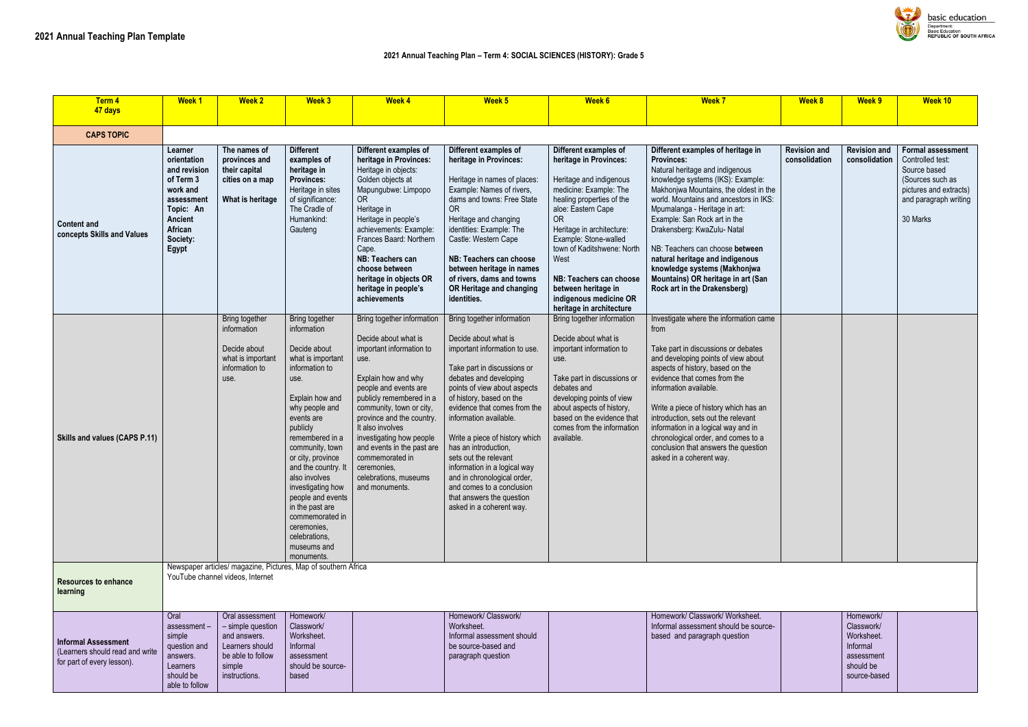## 2021 Annual Teaching Plan Template

### 2021 Annual Teaching Plan – Term 4: SOCIAL SCIENCES (HISTORY): Grade 5

| Term 4 47 days | Week 1 | Week 2 | Week 3 | Week 4 | Week 5 | Week 6 | Week 7 | Week 8 | Week 9 | Week 10 |
|---|---|---|---|---|---|---|---|---|---|---|
| **CAPS TOPIC** | | | | | | | | | | |
| **Content and concepts Skills and Values** | **Learner orientation and revision of Term 3 work and assessment Topic: An Ancient African Society: Egypt** | **The names of provinces and their capital cities on a map** <br><br> **What is heritage** | **Different examples of heritage in Provinces:** Heritage in sites of significance: The Cradle of Humankind: Gauteng | **Different examples of heritage in Provinces:** Heritage in objects: Golden objects at Mapungubwe: Limpopo OR Heritage in Heritage in people's achievements: Example: Frances Baard: Northern Cape. **NB: Teachers can choose between heritage in objects OR heritage in people's achievements** | **Different examples of heritage in Provinces:** <br><br> Heritage in names of places: Example: Names of rivers, dams and towns: Free State OR Heritage and changing identities: Example: The Castle: Western Cape <br><br> **NB: Teachers can choose between heritage in names of rivers, dams and towns OR Heritage and changing identities.** | **Different examples of heritage in Provinces:** <br><br> Heritage and indigenous medicine: Example: The healing properties of the aloe: Eastern Cape OR Heritage in architecture: Example: Stone-walled town of Kaditshwene: North West <br><br> **NB: Teachers can choose between heritage in indigenous medicine OR heritage in architecture** | **Different examples of heritage in Provinces:** Natural heritage and indigenous knowledge systems (IKS): Example: Makhonjwa Mountains, the oldest in the world. Mountains and ancestors in IKS: Mpumalanga - Heritage in art: Example: San Rock art in the Drakensberg: KwaZulu- Natal <br><br> NB: Teachers can choose **between natural heritage and indigenous knowledge systems (Makhonjwa Mountains) OR heritage in art (San Rock art in the Drakensberg)** | **Revision and consolidation** | **Revision and consolidation** | **Formal assessment** Controlled test: Source based (Sources such as pictures and extracts) and paragraph writing <br><br> 30 Marks |
| **Skills and values (CAPS P.11)** | | Bring together information <br><br> Decide about what is important information to use. | Bring together information <br><br> Decide about what is important information to use. <br><br> Explain how and why people and events are publicly remembered in a community, town or city, province and the country. It also involves investigating how people and events in the past are commemorated in ceremonies, celebrations, museums and monuments. | Bring together information <br><br> Decide about what is important information to use. <br><br> Explain how and why people and events are publicly remembered in a community, town or city, province and the country. It also involves investigating how people and events in the past are commemorated in ceremonies, celebrations, museums and monuments. | Bring together information <br><br> Decide about what is important information to use. <br><br> Take part in discussions or debates and developing points of view about aspects of history, based on the evidence that comes from the information available. <br><br> Write a piece of history which has an introduction, sets out the relevant information in a logical way and in chronological order, and comes to a conclusion that answers the question asked in a coherent way. | Bring together information <br><br> Decide about what is important information to use. <br><br> Take part in discussions or debates and developing points of view about aspects of history, based on the evidence that comes from the information available. | Investigate where the information came from <br><br> Take part in discussions or debates and developing points of view about aspects of history, based on the evidence that comes from the information available. <br><br> Write a piece of history which has an introduction, sets out the relevant information in a logical way and in chronological order, and comes to a conclusion that answers the question asked in a coherent way. | | | |
| **Resources to enhance learning** | Newspaper articles/ magazine, Pictures, Map of southern Africa <br> YouTube channel videos, Internet | | | | | | | | | |
| **Informal Assessment** (Learners should read and write for part of every lesson). | Oral assessment – simple question and answers. Learners should be able to follow | Oral assessment – simple question and answers. Learners should be able to follow simple instructions. | Homework/ Classwork/ Worksheet. Informal assessment should be source-based | | Homework/ Classwork/ Worksheet. Informal assessment should be source-based and paragraph question | | Homework/ Classwork/ Worksheet. Informal assessment should be source-based and paragraph question | | Homework/ Classwork/ Worksheet. Informal assessment should be source-based | |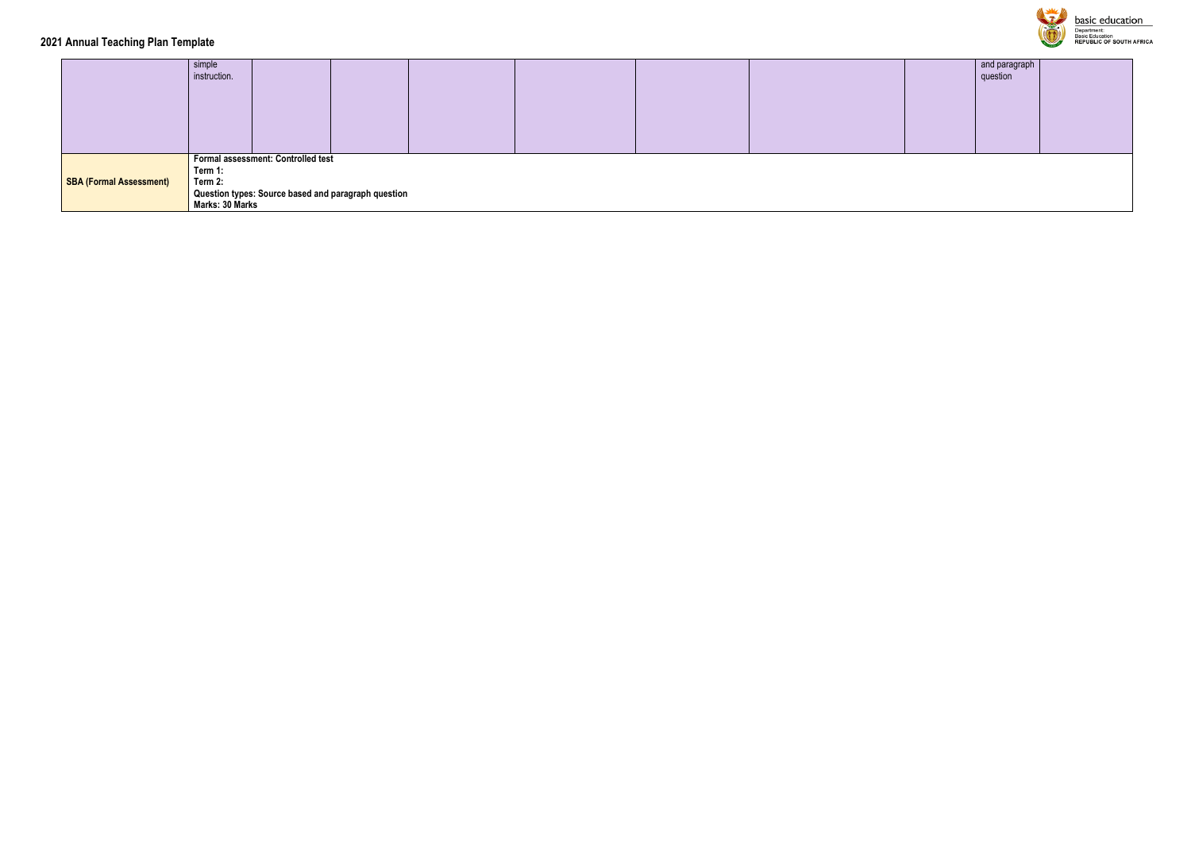| | | | | | | | | | | |
|---|---|---|---|---|---|---|---|---|---|---|
| | simple instruction. | | | | | | | | and paragraph question | |
| **SBA (Formal Assessment)** | **Formal assessment: Controlled test**<br>**Term 1:**<br>**Term 2:**<br>**Question types: Source based and paragraph question**<br>**Marks: 30 Marks** | | | | | | | | | |